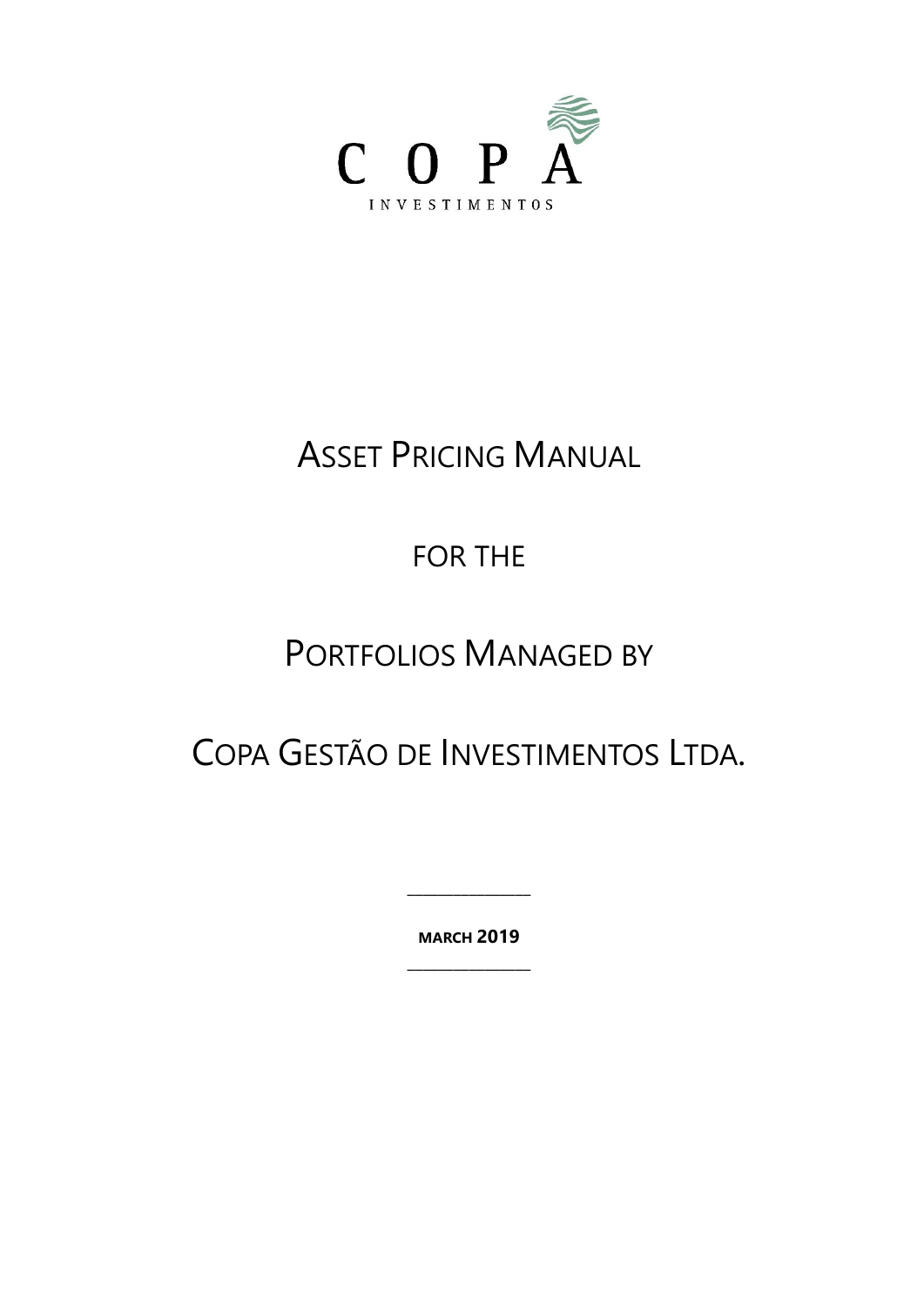COPA

INVESTIMENTOS

# ASSET PRICING MANUAL

# FOR THE

# PORTFOLIOS MANAGED BY

# COPA GESTÃO DE INVESTIMENTOS LTDA.

---

**MARCH 2019**

---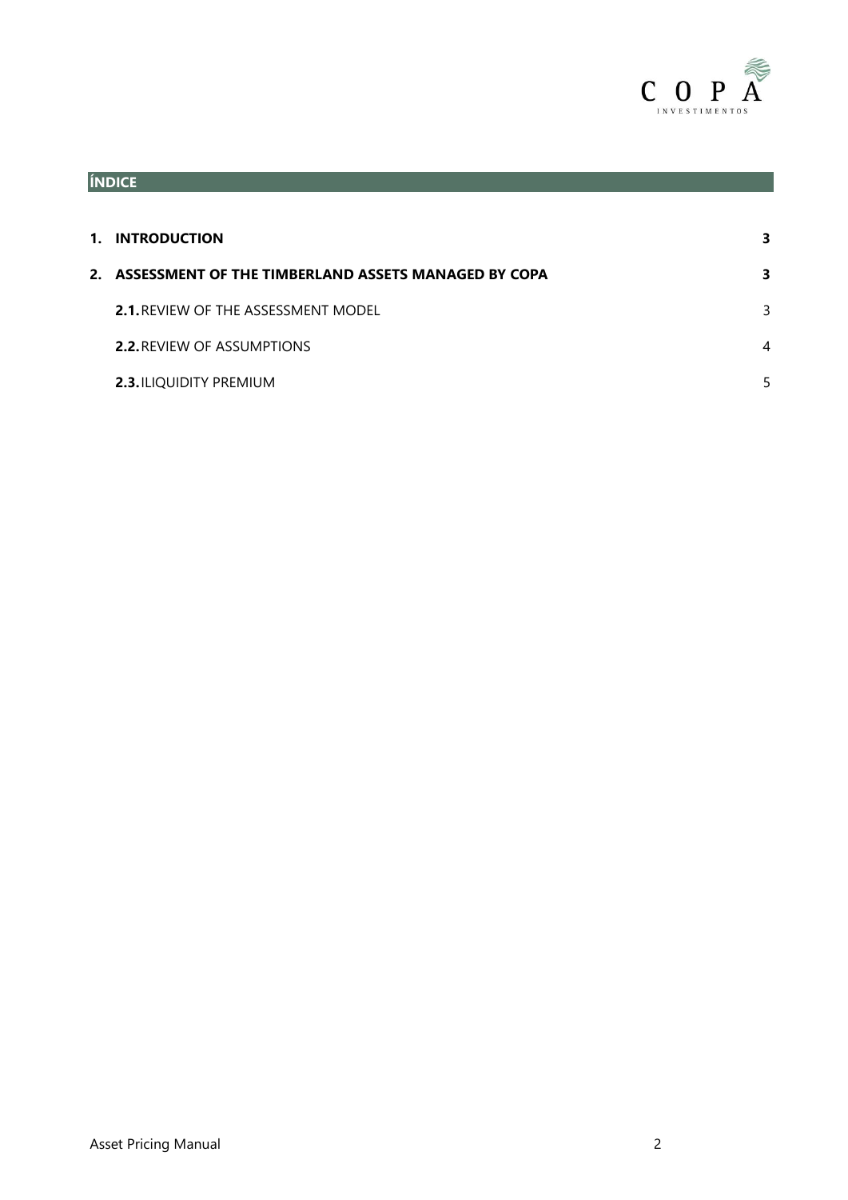## ÍNDICE

| | | |
|---|---|---|
| **1.** | **INTRODUCTION** | **3** |
| **2.** | **ASSESSMENT OF THE TIMBERLAND ASSETS MANAGED BY COPA** | **3** |
| | **2.1.** REVIEW OF THE ASSESSMENT MODEL | 3 |
| | **2.2.** REVIEW OF ASSUMPTIONS | 4 |
| | **2.3.** ILIQUIDITY PREMIUM | 5 |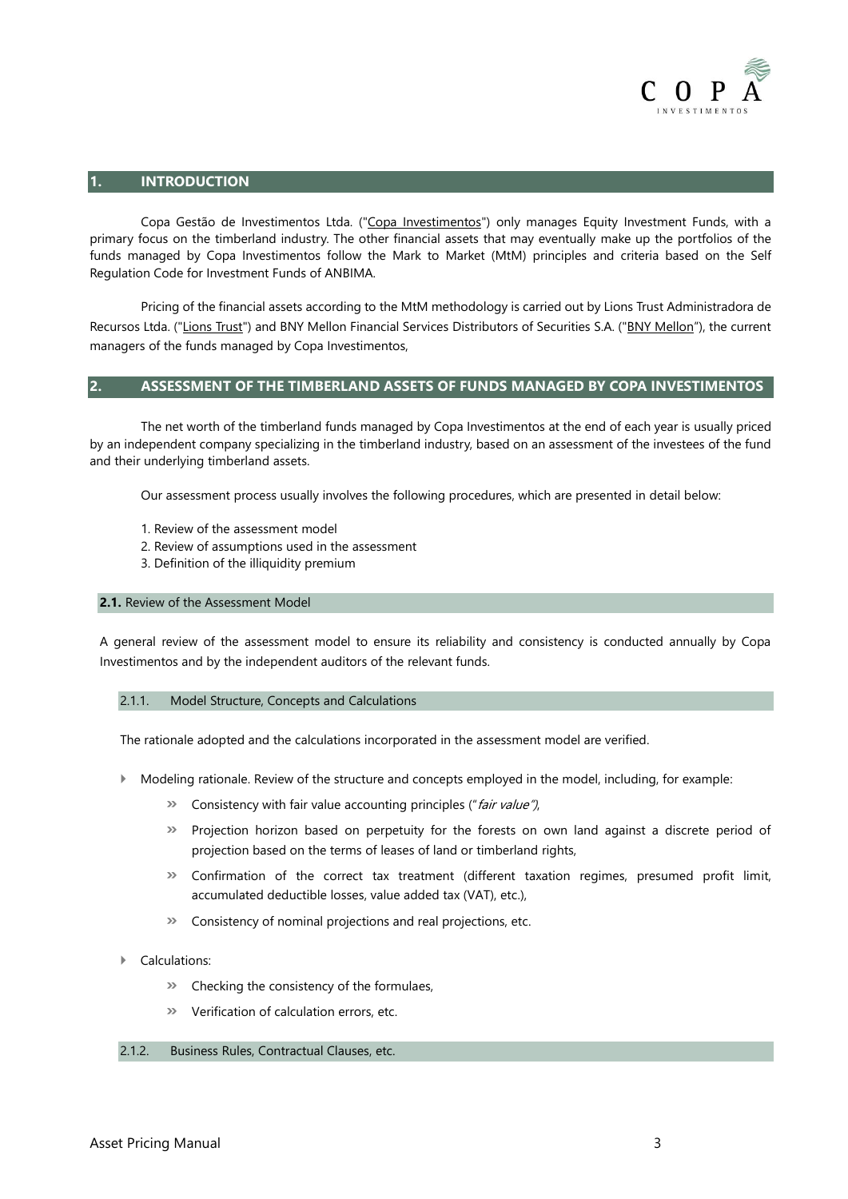## 1. INTRODUCTION

Copa Gestão de Investimentos Ltda. ("Copa Investimentos") only manages Equity Investment Funds, with a primary focus on the timberland industry. The other financial assets that may eventually make up the portfolios of the funds managed by Copa Investimentos follow the Mark to Market (MtM) principles and criteria based on the Self Regulation Code for Investment Funds of ANBIMA.

Pricing of the financial assets according to the MtM methodology is carried out by Lions Trust Administradora de Recursos Ltda. ("Lions Trust") and BNY Mellon Financial Services Distributors of Securities S.A. ("BNY Mellon"), the current managers of the funds managed by Copa Investimentos,

## 2. ASSESSMENT OF THE TIMBERLAND ASSETS OF FUNDS MANAGED BY COPA INVESTIMENTOS

The net worth of the timberland funds managed by Copa Investimentos at the end of each year is usually priced by an independent company specializing in the timberland industry, based on an assessment of the investees of the fund and their underlying timberland assets.

Our assessment process usually involves the following procedures, which are presented in detail below:

1. Review of the assessment model
2. Review of assumptions used in the assessment
3. Definition of the illiquidity premium

### 2.1. Review of the Assessment Model

A general review of the assessment model to ensure its reliability and consistency is conducted annually by Copa Investimentos and by the independent auditors of the relevant funds.

#### 2.1.1. Model Structure, Concepts and Calculations

The rationale adopted and the calculations incorporated in the assessment model are verified.

- Modeling rationale. Review of the structure and concepts employed in the model, including, for example:
  - Consistency with fair value accounting principles ("*fair value")*,
  - Projection horizon based on perpetuity for the forests on own land against a discrete period of projection based on the terms of leases of land or timberland rights,
  - Confirmation of the correct tax treatment (different taxation regimes, presumed profit limit, accumulated deductible losses, value added tax (VAT), etc.),
  - Consistency of nominal projections and real projections, etc.
- Calculations:
  - Checking the consistency of the formulaes,
  - Verification of calculation errors, etc.

#### 2.1.2. Business Rules, Contractual Clauses, etc.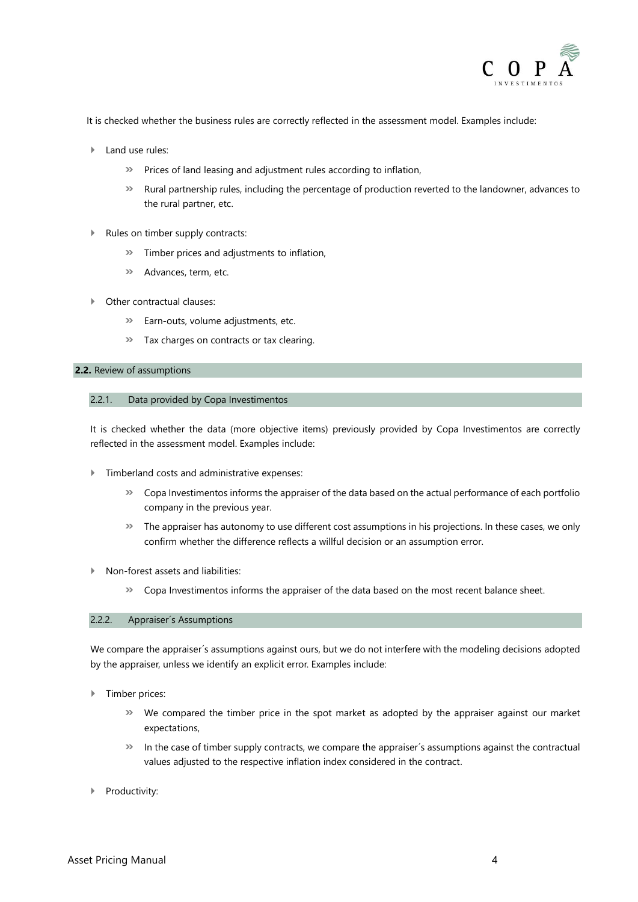It is checked whether the business rules are correctly reflected in the assessment model. Examples include:

- Land use rules:
  - Prices of land leasing and adjustment rules according to inflation,
  - Rural partnership rules, including the percentage of production reverted to the landowner, advances to the rural partner, etc.
- Rules on timber supply contracts:
  - Timber prices and adjustments to inflation,
  - Advances, term, etc.
- Other contractual clauses:
  - Earn-outs, volume adjustments, etc.
  - Tax charges on contracts or tax clearing.

## **2.2.** Review of assumptions

### 2.2.1. Data provided by Copa Investimentos

It is checked whether the data (more objective items) previously provided by Copa Investimentos are correctly reflected in the assessment model. Examples include:

- Timberland costs and administrative expenses:
  - Copa Investimentos informs the appraiser of the data based on the actual performance of each portfolio company in the previous year.
  - The appraiser has autonomy to use different cost assumptions in his projections. In these cases, we only confirm whether the difference reflects a willful decision or an assumption error.
- Non-forest assets and liabilities:
  - Copa Investimentos informs the appraiser of the data based on the most recent balance sheet.

### 2.2.2. Appraiser´s Assumptions

We compare the appraiser´s assumptions against ours, but we do not interfere with the modeling decisions adopted by the appraiser, unless we identify an explicit error. Examples include:

- Timber prices:
  - We compared the timber price in the spot market as adopted by the appraiser against our market expectations,
  - In the case of timber supply contracts, we compare the appraiser´s assumptions against the contractual values adjusted to the respective inflation index considered in the contract.
- Productivity: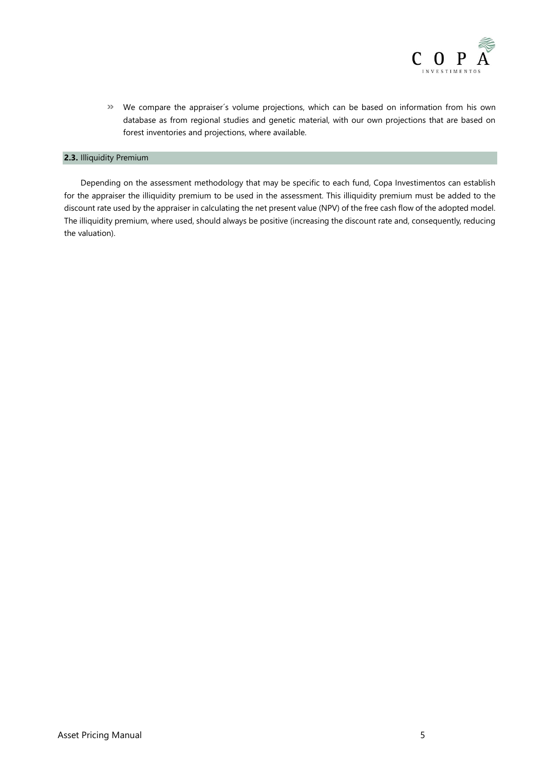- We compare the appraiser´s volume projections, which can be based on information from his own database as from regional studies and genetic material, with our own projections that are based on forest inventories and projections, where available.

### **2.3.** Illiquidity Premium

Depending on the assessment methodology that may be specific to each fund, Copa Investimentos can establish for the appraiser the illiquidity premium to be used in the assessment. This illiquidity premium must be added to the discount rate used by the appraiser in calculating the net present value (NPV) of the free cash flow of the adopted model. The illiquidity premium, where used, should always be positive (increasing the discount rate and, consequently, reducing the valuation).